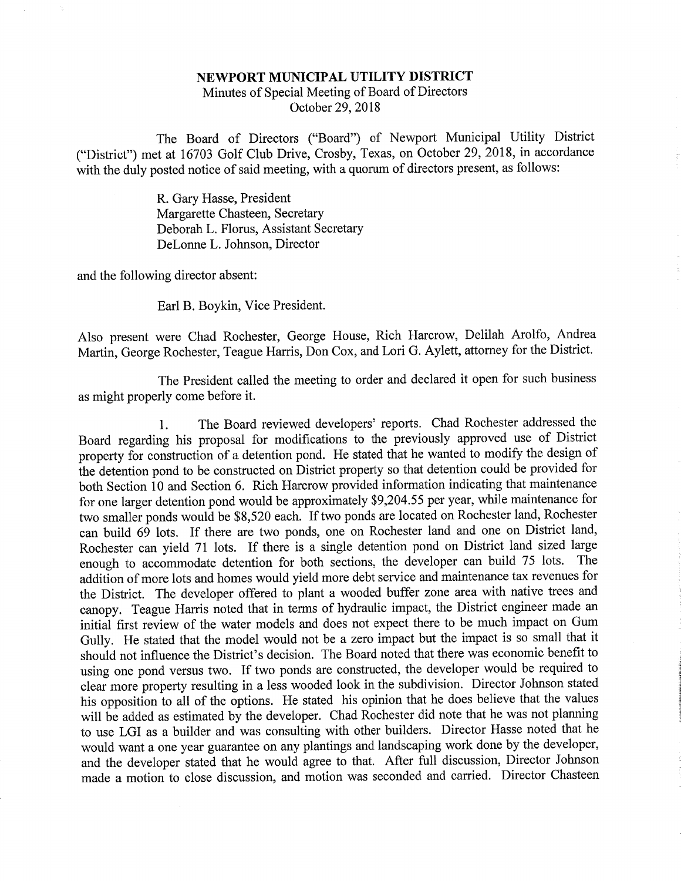# NEWPORT MUNICIPAL UTILITY DISTRICT

Minutes of Special Meeting of Board of Directors
October 29, 2018

The Board of Directors ("Board") of Newport Municipal Utility District ("District") met at 16703 Golf Club Drive, Crosby, Texas, on October 29, 2018, in accordance with the duly posted notice of said meeting, with a quorum of directors present, as follows:

R. Gary Hasse, President
Margarette Chasteen, Secretary
Deborah L. Florus, Assistant Secretary
DeLonne L. Johnson, Director

and the following director absent:

Earl B. Boykin, Vice President.

Also present were Chad Rochester, George House, Rich Harcrow, Delilah Arolfo, Andrea Martin, George Rochester, Teague Harris, Don Cox, and Lori G. Aylett, attorney for the District.

The President called the meeting to order and declared it open for such business as might properly come before it.

1. The Board reviewed developers' reports. Chad Rochester addressed the Board regarding his proposal for modifications to the previously approved use of District property for construction of a detention pond. He stated that he wanted to modify the design of the detention pond to be constructed on District property so that detention could be provided for both Section 10 and Section 6. Rich Harcrow provided information indicating that maintenance for one larger detention pond would be approximately $9,204.55 per year, while maintenance for two smaller ponds would be $8,520 each. If two ponds are located on Rochester land, Rochester can build 69 lots. If there are two ponds, one on Rochester land and one on District land, Rochester can yield 71 lots. If there is a single detention pond on District land sized large enough to accommodate detention for both sections, the developer can build 75 lots. The addition of more lots and homes would yield more debt service and maintenance tax revenues for the District. The developer offered to plant a wooded buffer zone area with native trees and canopy. Teague Harris noted that in terms of hydraulic impact, the District engineer made an initial first review of the water models and does not expect there to be much impact on Gum Gully. He stated that the model would not be a zero impact but the impact is so small that it should not influence the District's decision. The Board noted that there was economic benefit to using one pond versus two. If two ponds are constructed, the developer would be required to clear more property resulting in a less wooded look in the subdivision. Director Johnson stated his opposition to all of the options. He stated his opinion that he does believe that the values will be added as estimated by the developer. Chad Rochester did note that he was not planning to use LGI as a builder and was consulting with other builders. Director Hasse noted that he would want a one year guarantee on any plantings and landscaping work done by the developer, and the developer stated that he would agree to that. After full discussion, Director Johnson made a motion to close discussion, and motion was seconded and carried. Director Chasteen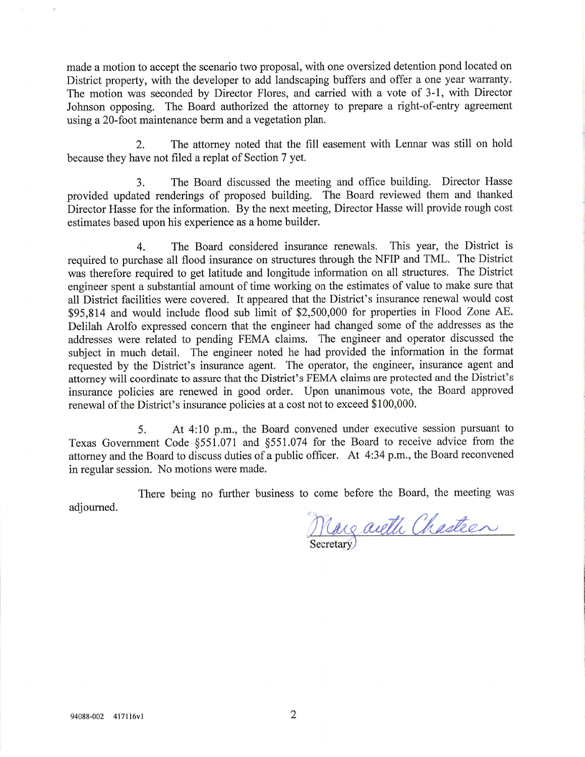made a motion to accept the scenario two proposal, with one oversized detention pond located on District property, with the developer to add landscaping buffers and offer a one year warranty. The motion was seconded by Director Flores, and carried with a vote of 3-1, with Director Johnson opposing. The Board authorized the attorney to prepare a right-of-entry agreement using a 20-foot maintenance berm and a vegetation plan.

2. The attorney noted that the fill easement with Lennar was still on hold because they have not filed a replat of Section 7 yet.

3. The Board discussed the meeting and office building. Director Hasse provided updated renderings of proposed building. The Board reviewed them and thanked Director Hasse for the information. By the next meeting, Director Hasse will provide rough cost estimates based upon his experience as a home builder.

4. The Board considered insurance renewals. This year, the District is required to purchase all flood insurance on structures through the NFIP and TML. The District was therefore required to get latitude and longitude information on all structures. The District engineer spent a substantial amount of time working on the estimates of value to make sure that all District facilities were covered. It appeared that the District's insurance renewal would cost $95,814 and would include flood sub limit of $2,500,000 for properties in Flood Zone AE. Delilah Arolfo expressed concern that the engineer had changed some of the addresses as the addresses were related to pending FEMA claims. The engineer and operator discussed the subject in much detail. The engineer noted he had provided the information in the format requested by the District's insurance agent. The operator, the engineer, insurance agent and attorney will coordinate to assure that the District's FEMA claims are protected and the District's insurance policies are renewed in good order. Upon unanimous vote, the Board approved renewal of the District's insurance policies at a cost not to exceed $100,000.

5. At 4:10 p.m., the Board convened under executive session pursuant to Texas Government Code §551.071 and §551.074 for the Board to receive advice from the attorney and the Board to discuss duties of a public officer. At 4:34 p.m., the Board reconvened in regular session. No motions were made.

There being no further business to come before the Board, the meeting was adjourned.

Margaretta Chasteen

Secretary

94088-002 417116v1